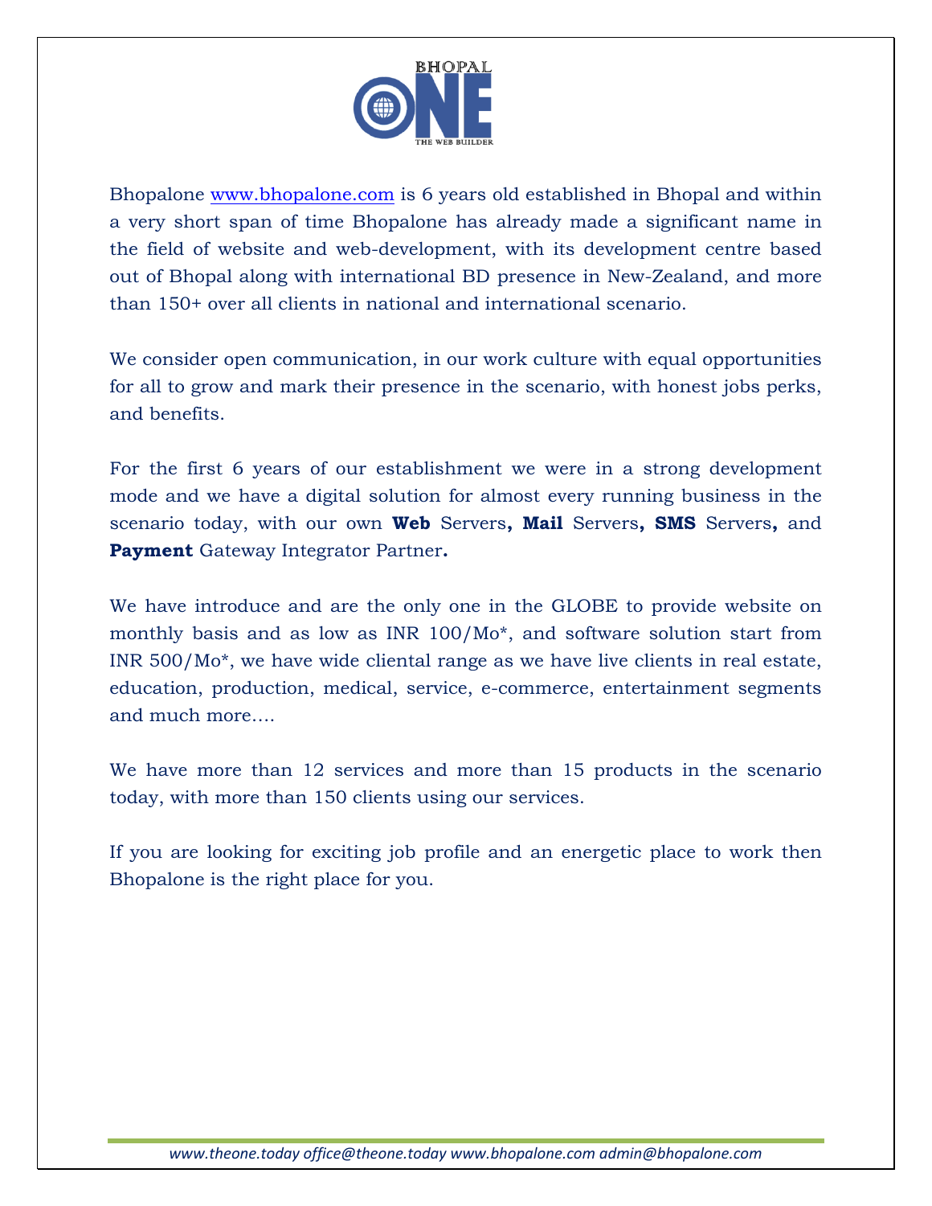BHOPAL ONE THE WEB BUILDER

Bhopalone www.bhopalone.com is 6 years old established in Bhopal and within a very short span of time Bhopalone has already made a significant name in the field of website and web-development, with its development centre based out of Bhopal along with international BD presence in New-Zealand, and more than 150+ over all clients in national and international scenario.

We consider open communication, in our work culture with equal opportunities for all to grow and mark their presence in the scenario, with honest jobs perks, and benefits.

For the first 6 years of our establishment we were in a strong development mode and we have a digital solution for almost every running business in the scenario today, with our own **Web** Servers**, Mail** Servers**, SMS** Servers**,** and **Payment** Gateway Integrator Partner**.**

We have introduce and are the only one in the GLOBE to provide website on monthly basis and as low as INR 100/Mo*, and software solution start from INR 500/Mo*, we have wide cliental range as we have live clients in real estate, education, production, medical, service, e-commerce, entertainment segments and much more….

We have more than 12 services and more than 15 products in the scenario today, with more than 150 clients using our services.

If you are looking for exciting job profile and an energetic place to work then Bhopalone is the right place for you.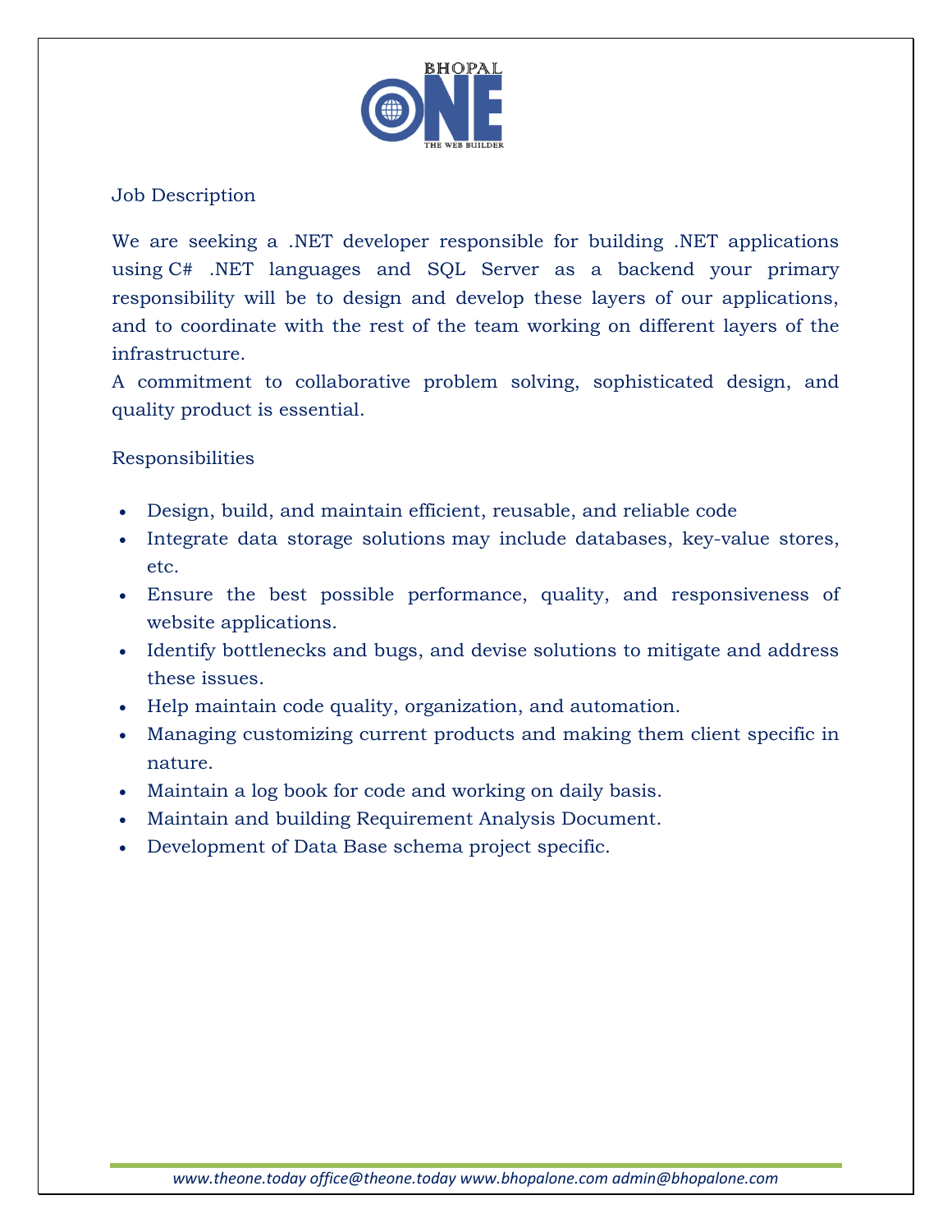## Job Description

We are seeking a .NET developer responsible for building .NET applications using C# .NET languages and SQL Server as a backend your primary responsibility will be to design and develop these layers of our applications, and to coordinate with the rest of the team working on different layers of the infrastructure.

A commitment to collaborative problem solving, sophisticated design, and quality product is essential.

## Responsibilities

- Design, build, and maintain efficient, reusable, and reliable code
- Integrate data storage solutions may include databases, key-value stores, etc.
- Ensure the best possible performance, quality, and responsiveness of website applications.
- Identify bottlenecks and bugs, and devise solutions to mitigate and address these issues.
- Help maintain code quality, organization, and automation.
- Managing customizing current products and making them client specific in nature.
- Maintain a log book for code and working on daily basis.
- Maintain and building Requirement Analysis Document.
- Development of Data Base schema project specific.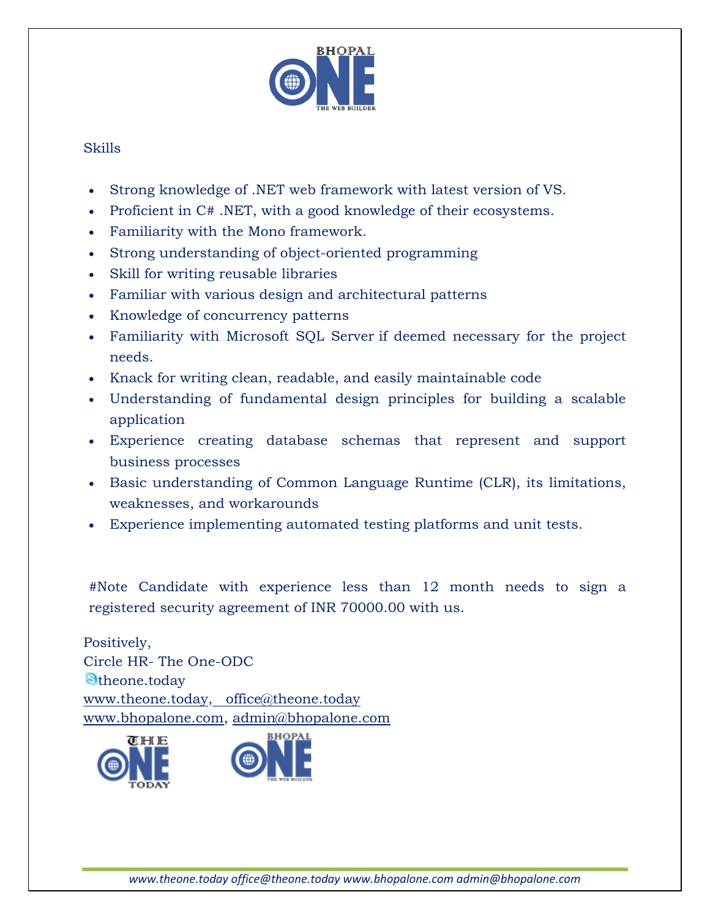Skills

- Strong knowledge of .NET web framework with latest version of VS.
- Proficient in C# .NET, with a good knowledge of their ecosystems.
- Familiarity with the Mono framework.
- Strong understanding of object-oriented programming
- Skill for writing reusable libraries
- Familiar with various design and architectural patterns
- Knowledge of concurrency patterns
- Familiarity with Microsoft SQL Server if deemed necessary for the project needs.
- Knack for writing clean, readable, and easily maintainable code
- Understanding of fundamental design principles for building a scalable application
- Experience creating database schemas that represent and support business processes
- Basic understanding of Common Language Runtime (CLR), its limitations, weaknesses, and workarounds
- Experience implementing automated testing platforms and unit tests.

#Note Candidate with experience less than 12 month needs to sign a registered security agreement of INR 70000.00 with us.

Positively,
Circle HR- The One-ODC
theone.today
www.theone.today, office@theone.today
www.bhopalone.com, admin@bhopalone.com